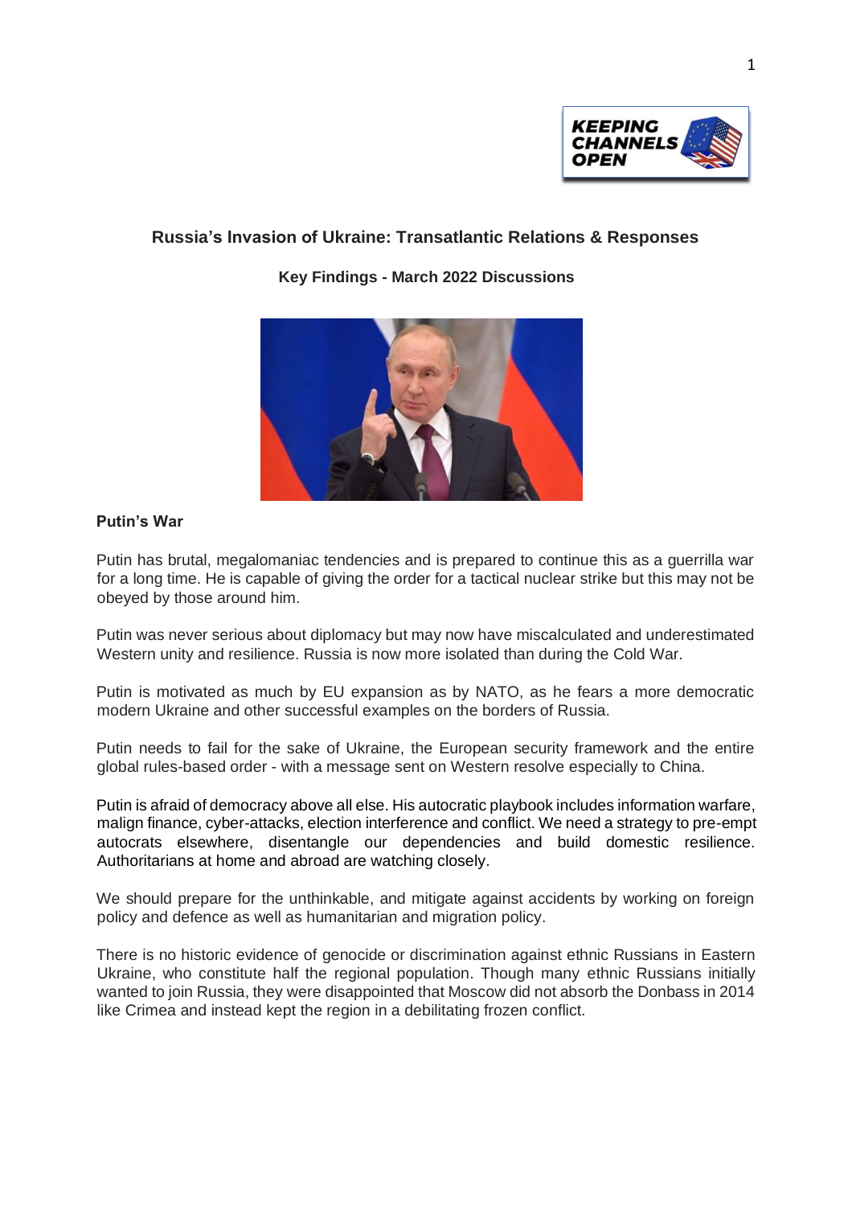# Russia's Invasion of Ukraine: Transatlantic Relations & Responses

## Key Findings - March 2022 Discussions

### Putin's War

Putin has brutal, megalomaniac tendencies and is prepared to continue this as a guerrilla war for a long time. He is capable of giving the order for a tactical nuclear strike but this may not be obeyed by those around him.

Putin was never serious about diplomacy but may now have miscalculated and underestimated Western unity and resilience. Russia is now more isolated than during the Cold War.

Putin is motivated as much by EU expansion as by NATO, as he fears a more democratic modern Ukraine and other successful examples on the borders of Russia.

Putin needs to fail for the sake of Ukraine, the European security framework and the entire global rules-based order - with a message sent on Western resolve especially to China.

Putin is afraid of democracy above all else. His autocratic playbook includes information warfare, malign finance, cyber-attacks, election interference and conflict. We need a strategy to pre-empt autocrats elsewhere, disentangle our dependencies and build domestic resilience. Authoritarians at home and abroad are watching closely.

We should prepare for the unthinkable, and mitigate against accidents by working on foreign policy and defence as well as humanitarian and migration policy.

There is no historic evidence of genocide or discrimination against ethnic Russians in Eastern Ukraine, who constitute half the regional population. Though many ethnic Russians initially wanted to join Russia, they were disappointed that Moscow did not absorb the Donbass in 2014 like Crimea and instead kept the region in a debilitating frozen conflict.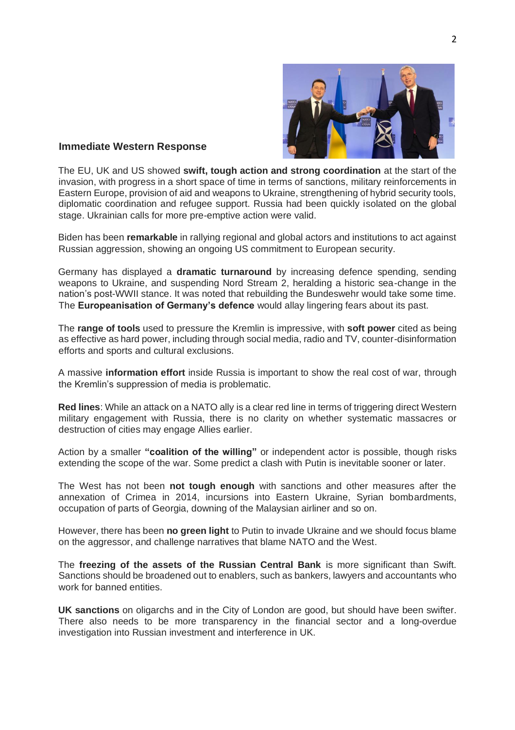## Immediate Western Response

The EU, UK and US showed **swift, tough action and strong coordination** at the start of the invasion, with progress in a short space of time in terms of sanctions, military reinforcements in Eastern Europe, provision of aid and weapons to Ukraine, strengthening of hybrid security tools, diplomatic coordination and refugee support. Russia had been quickly isolated on the global stage. Ukrainian calls for more pre-emptive action were valid.

Biden has been **remarkable** in rallying regional and global actors and institutions to act against Russian aggression, showing an ongoing US commitment to European security.

Germany has displayed a **dramatic turnaround** by increasing defence spending, sending weapons to Ukraine, and suspending Nord Stream 2, heralding a historic sea-change in the nation's post-WWII stance. It was noted that rebuilding the Bundeswehr would take some time. The **Europeanisation of Germany's defence** would allay lingering fears about its past.

The **range of tools** used to pressure the Kremlin is impressive, with **soft power** cited as being as effective as hard power, including through social media, radio and TV, counter-disinformation efforts and sports and cultural exclusions.

A massive **information effort** inside Russia is important to show the real cost of war, through the Kremlin's suppression of media is problematic.

**Red lines**: While an attack on a NATO ally is a clear red line in terms of triggering direct Western military engagement with Russia, there is no clarity on whether systematic massacres or destruction of cities may engage Allies earlier.

Action by a smaller **"coalition of the willing"** or independent actor is possible, though risks extending the scope of the war. Some predict a clash with Putin is inevitable sooner or later.

The West has not been **not tough enough** with sanctions and other measures after the annexation of Crimea in 2014, incursions into Eastern Ukraine, Syrian bombardments, occupation of parts of Georgia, downing of the Malaysian airliner and so on.

However, there has been **no green light** to Putin to invade Ukraine and we should focus blame on the aggressor, and challenge narratives that blame NATO and the West.

The **freezing of the assets of the Russian Central Bank** is more significant than Swift. Sanctions should be broadened out to enablers, such as bankers, lawyers and accountants who work for banned entities.

**UK sanctions** on oligarchs and in the City of London are good, but should have been swifter. There also needs to be more transparency in the financial sector and a long-overdue investigation into Russian investment and interference in UK.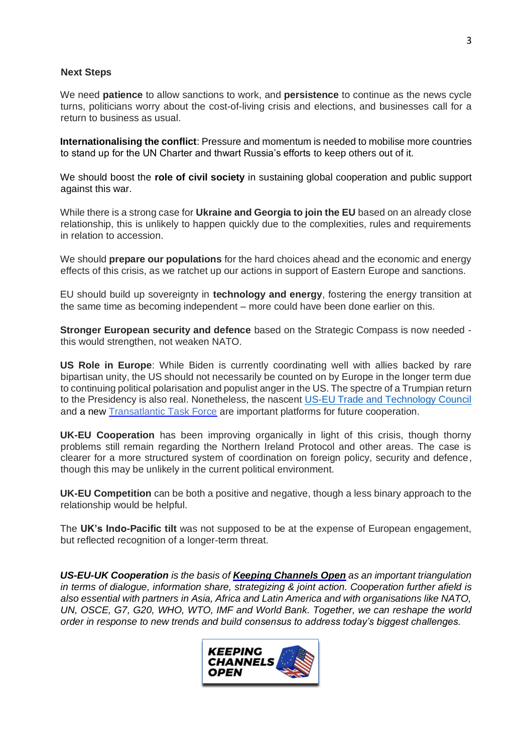## Next Steps

We need **patience** to allow sanctions to work, and **persistence** to continue as the news cycle turns, politicians worry about the cost-of-living crisis and elections, and businesses call for a return to business as usual.

**Internationalising the conflict**: Pressure and momentum is needed to mobilise more countries to stand up for the UN Charter and thwart Russia's efforts to keep others out of it.

We should boost the **role of civil society** in sustaining global cooperation and public support against this war.

While there is a strong case for **Ukraine and Georgia to join the EU** based on an already close relationship, this is unlikely to happen quickly due to the complexities, rules and requirements in relation to accession.

We should **prepare our populations** for the hard choices ahead and the economic and energy effects of this crisis, as we ratchet up our actions in support of Eastern Europe and sanctions.

EU should build up sovereignty in **technology and energy**, fostering the energy transition at the same time as becoming independent – more could have been done earlier on this.

**Stronger European security and defence** based on the Strategic Compass is now needed - this would strengthen, not weaken NATO.

**US Role in Europe**: While Biden is currently coordinating well with allies backed by rare bipartisan unity, the US should not necessarily be counted on by Europe in the longer term due to continuing political polarisation and populist anger in the US. The spectre of a Trumpian return to the Presidency is also real. Nonetheless, the nascent US-EU Trade and Technology Council and a new Transatlantic Task Force are important platforms for future cooperation.

**UK-EU Cooperation** has been improving organically in light of this crisis, though thorny problems still remain regarding the Northern Ireland Protocol and other areas. The case is clearer for a more structured system of coordination on foreign policy, security and defence, though this may be unlikely in the current political environment.

**UK-EU Competition** can be both a positive and negative, though a less binary approach to the relationship would be helpful.

The **UK's Indo-Pacific tilt** was not supposed to be at the expense of European engagement, but reflected recognition of a longer-term threat.

***US-EU-UK Cooperation*** *is the basis of* ***Keeping Channels Open*** *as an important triangulation in terms of dialogue, information share, strategizing & joint action. Cooperation further afield is also essential with partners in Asia, Africa and Latin America and with organisations like NATO, UN, OSCE, G7, G20, WHO, WTO, IMF and World Bank. Together, we can reshape the world order in response to new trends and build consensus to address today's biggest challenges.*

KEEPING CHANNELS OPEN